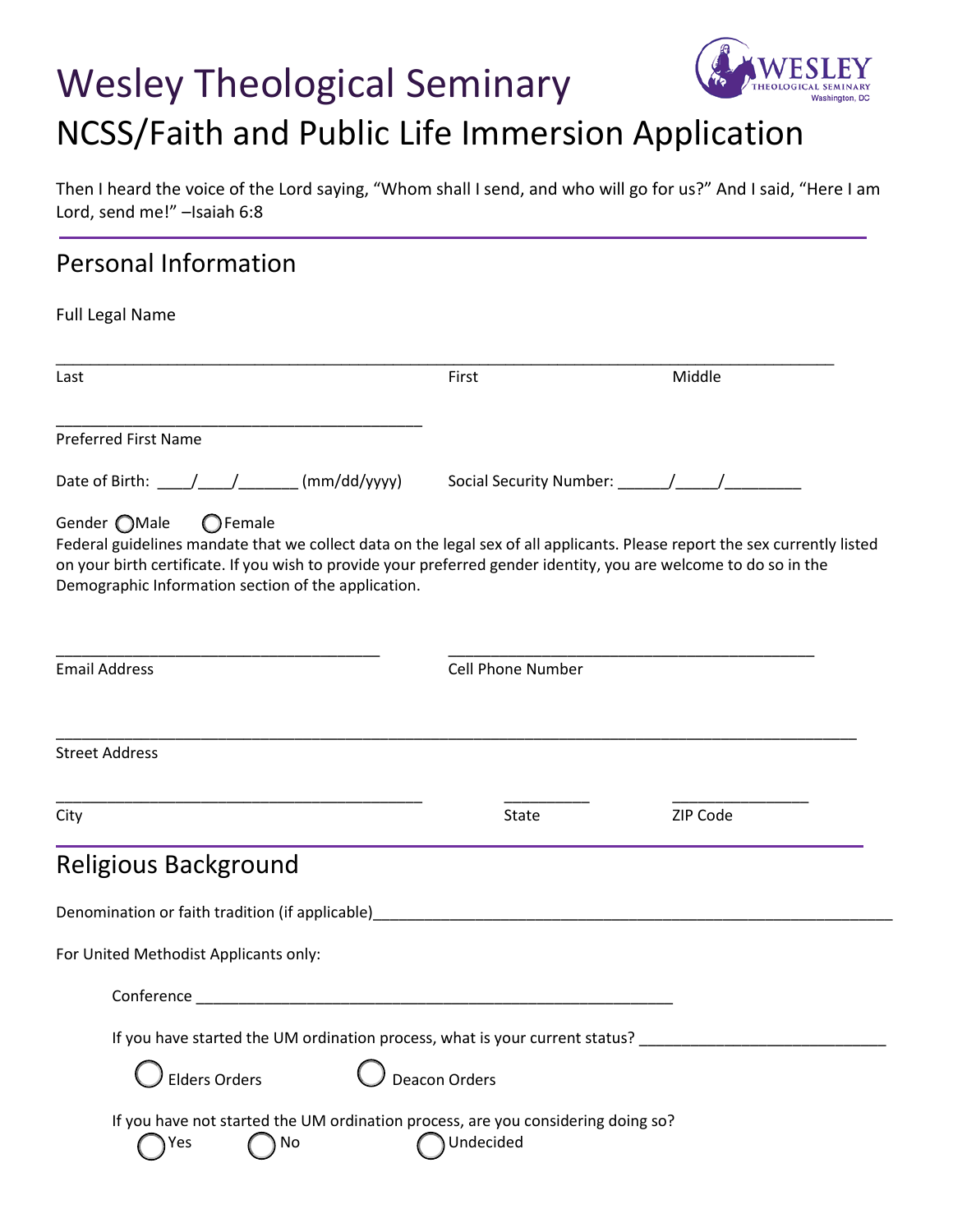# Wesley Theological Seminary

## NCSS/Faith and Public Life Immersion Application

Then I heard the voice of the Lord saying, "Whom shall I send, and who will go for us?" And I said, "Here I am Lord, send me!" –Isaiah 6:8

---

## Personal Information

Full Legal Name

_______________________________________________________________________________________

Last First Middle

_________________________________________

Preferred First Name

Date of Birth: ____/____/_______ (mm/dd/yyyy) Social Security Number: ______/_____/_________

Gender ◯ Male ◯ Female

Federal guidelines mandate that we collect data on the legal sex of all applicants. Please report the sex currently listed on your birth certificate. If you wish to provide your preferred gender identity, you are welcome to do so in the Demographic Information section of the application.

____________________________________ _________________________________________

Email Address Cell Phone Number

_________________________________________________________________________________________

Street Address

_________________________________________ __________ ________________

City State ZIP Code

---

## Religious Background

Denomination or faith tradition (if applicable)__________________________________________________________

For United Methodist Applicants only:

Conference _____________________________________________________

If you have started the UM ordination process, what is your current status? ___________________________

◯ Elders Orders ◯ Deacon Orders

If you have not started the UM ordination process, are you considering doing so?

◯ Yes ◯ No ◯ Undecided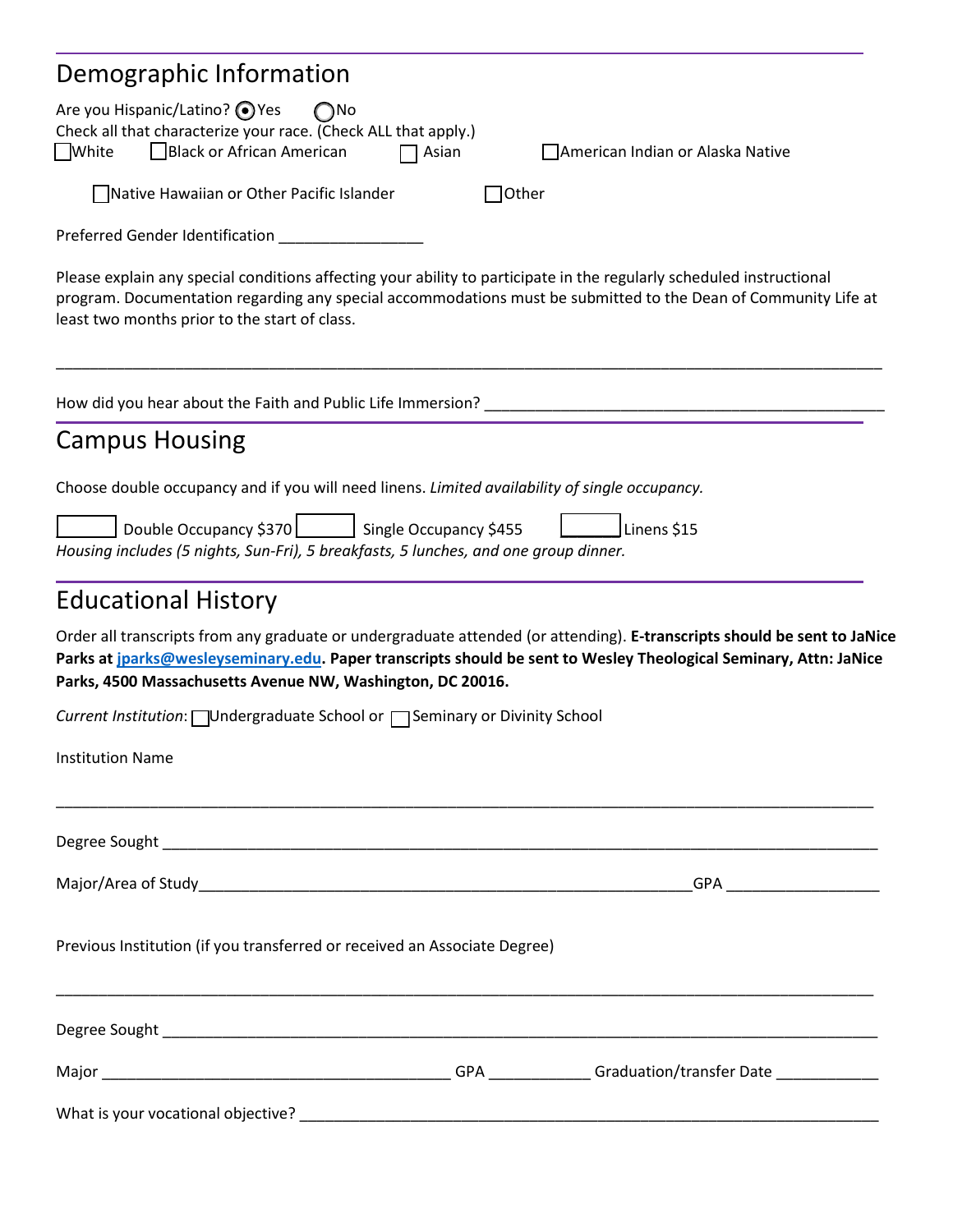## Demographic Information

Are you Hispanic/Latino? ◉ Yes ○ No

Check all that characterize your race. (Check ALL that apply.)

☐ White ☐ Black or African American ☐ Asian ☐ American Indian or Alaska Native

☐ Native Hawaiian or Other Pacific Islander ☐ Other

Preferred Gender Identification ________________

Please explain any special conditions affecting your ability to participate in the regularly scheduled instructional program. Documentation regarding any special accommodations must be submitted to the Dean of Community Life at least two months prior to the start of class.

_______________________________________________________________________________________

How did you hear about the Faith and Public Life Immersion? _______________________________________________

## Campus Housing

Choose double occupancy and if you will need linens. *Limited availability of single occupancy.*

☐ Double Occupancy $370 ☐ Single Occupancy $455 ☐ Linens $15

*Housing includes (5 nights, Sun-Fri), 5 breakfasts, 5 lunches, and one group dinner.*

## Educational History

Order all transcripts from any graduate or undergraduate attended (or attending). **E-transcripts should be sent to JaNice Parks at jparks@wesleyseminary.edu. Paper transcripts should be sent to Wesley Theological Seminary, Attn: JaNice Parks, 4500 Massachusetts Avenue NW, Washington, DC 20016.**

*Current Institution*: ☐ Undergraduate School or ☐ Seminary or Divinity School

Institution Name

_______________________________________________________________________________________

Degree Sought _________________________________________________________________________

Major/Area of Study_______________________________________________________ GPA _______________

Previous Institution (if you transferred or received an Associate Degree)

_______________________________________________________________________________________

Degree Sought _________________________________________________________________________

Major _______________________________________ GPA ___________ Graduation/transfer Date ___________

What is your vocational objective? ________________________________________________________________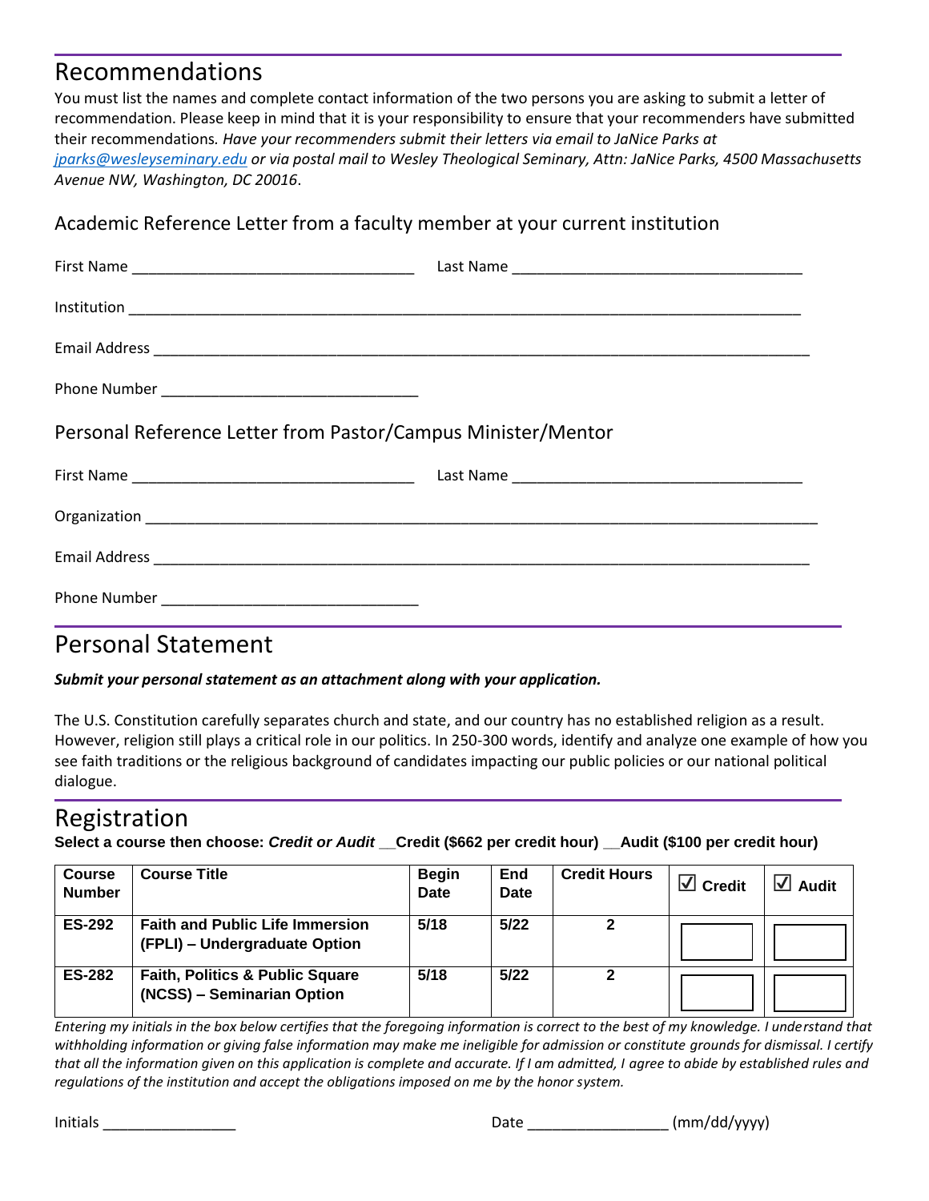## Recommendations

You must list the names and complete contact information of the two persons you are asking to submit a letter of recommendation. Please keep in mind that it is your responsibility to ensure that your recommenders have submitted their recommendations. *Have your recommenders submit their letters via email to JaNice Parks at [jparks@wesleyseminary.edu](mailto:jparks@wesleyseminary.edu) or via postal mail to Wesley Theological Seminary, Attn: JaNice Parks, 4500 Massachusetts Avenue NW, Washington, DC 20016*.

### Academic Reference Letter from a faculty member at your current institution

First Name ______________________________ Last Name ______________________________

Institution ______________________________________________________________________

Email Address ____________________________________________________________________

Phone Number ___________________________

### Personal Reference Letter from Pastor/Campus Minister/Mentor

First Name ______________________________ Last Name ______________________________

Organization _____________________________________________________________________

Email Address ____________________________________________________________________

Phone Number ___________________________

## Personal Statement

***Submit your personal statement as an attachment along with your application.***

The U.S. Constitution carefully separates church and state, and our country has no established religion as a result. However, religion still plays a critical role in our politics. In 250-300 words, identify and analyze one example of how you see faith traditions or the religious background of candidates impacting our public policies or our national political dialogue.

## Registration

**Select a course then choose: *Credit or Audit* __Credit ($662 per credit hour) __Audit ($100 per credit hour)**

| Course Number | Course Title | Begin Date | End Date | Credit Hours | ☑ Credit | ☑ Audit |
|---|---|---|---|---|---|---|
| **ES-292** | **Faith and Public Life Immersion (FPLI) – Undergraduate Option** | **5/18** | **5/22** | **2** | | |
| **ES-282** | **Faith, Politics & Public Square (NCSS) – Seminarian Option** | **5/18** | **5/22** | **2** | | |

*Entering my initials in the box below certifies that the foregoing information is correct to the best of my knowledge. I understand that withholding information or giving false information may make me ineligible for admission or constitute grounds for dismissal. I certify that all the information given on this application is complete and accurate. If I am admitted, I agree to abide by established rules and regulations of the institution and accept the obligations imposed on me by the honor system.*

Initials _______________ Date _______________ (mm/dd/yyyy)